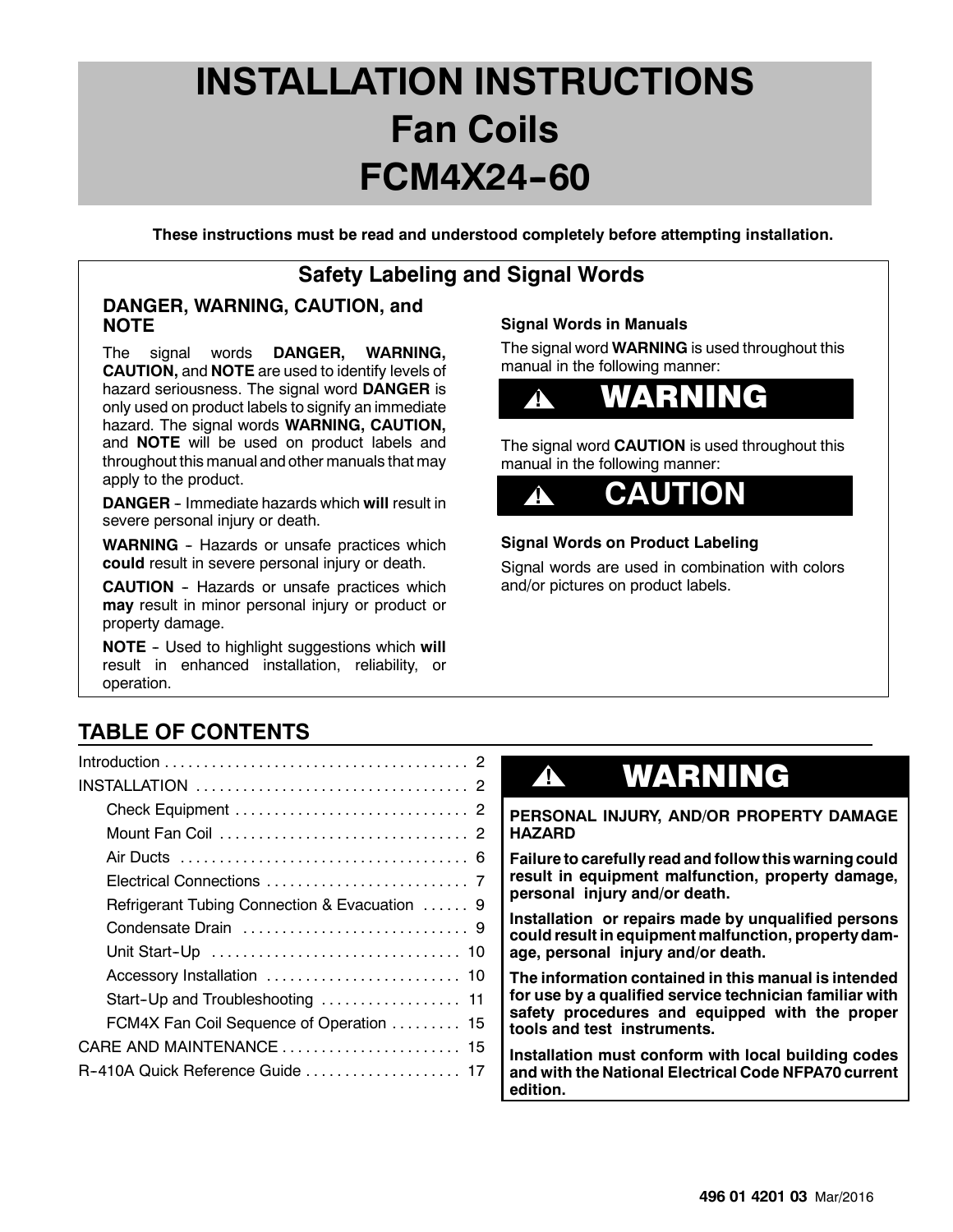# INSTALLATION INSTRUCTIONS
# Fan Coils
# FCM4X24-60

**These instructions must be read and understood completely before attempting installation.**

## Safety Labeling and Signal Words

### DANGER, WARNING, CAUTION, and NOTE

The signal words **DANGER, WARNING, CAUTION,** and **NOTE** are used to identify levels of hazard seriousness. The signal word **DANGER** is only used on product labels to signify an immediate hazard. The signal words **WARNING, CAUTION,** and **NOTE** will be used on product labels and throughout this manual and other manuals that may apply to the product.

**DANGER** - Immediate hazards which **will** result in severe personal injury or death.

**WARNING** - Hazards or unsafe practices which **could** result in severe personal injury or death.

**CAUTION** - Hazards or unsafe practices which **may** result in minor personal injury or product or property damage.

**NOTE** - Used to highlight suggestions which **will** result in enhanced installation, reliability, or operation.

**Signal Words in Manuals**

The signal word **WARNING** is used throughout this manual in the following manner:

**⚠ WARNING**

The signal word **CAUTION** is used throughout this manual in the following manner:

**⚠ CAUTION**

**Signal Words on Product Labeling**

Signal words are used in combination with colors and/or pictures on product labels.

## TABLE OF CONTENTS

| | |
|---|---|
| Introduction | 2 |
| INSTALLATION | 2 |
| Check Equipment | 2 |
| Mount Fan Coil | 2 |
| Air Ducts | 6 |
| Electrical Connections | 7 |
| Refrigerant Tubing Connection & Evacuation | 9 |
| Condensate Drain | 9 |
| Unit Start-Up | 10 |
| Accessory Installation | 10 |
| Start-Up and Troubleshooting | 11 |
| FCM4X Fan Coil Sequence of Operation | 15 |
| CARE AND MAINTENANCE | 15 |
| R-410A Quick Reference Guide | 17 |

**⚠ WARNING**

**PERSONAL INJURY, AND/OR PROPERTY DAMAGE HAZARD**

**Failure to carefully read and follow this warning could result in equipment malfunction, property damage, personal injury and/or death.**

**Installation or repairs made by unqualified persons could result in equipment malfunction, property damage, personal injury and/or death.**

**The information contained in this manual is intended for use by a qualified service technician familiar with safety procedures and equipped with the proper tools and test instruments.**

**Installation must conform with local building codes and with the National Electrical Code NFPA70 current edition.**

**496 01 4201 03** Mar/2016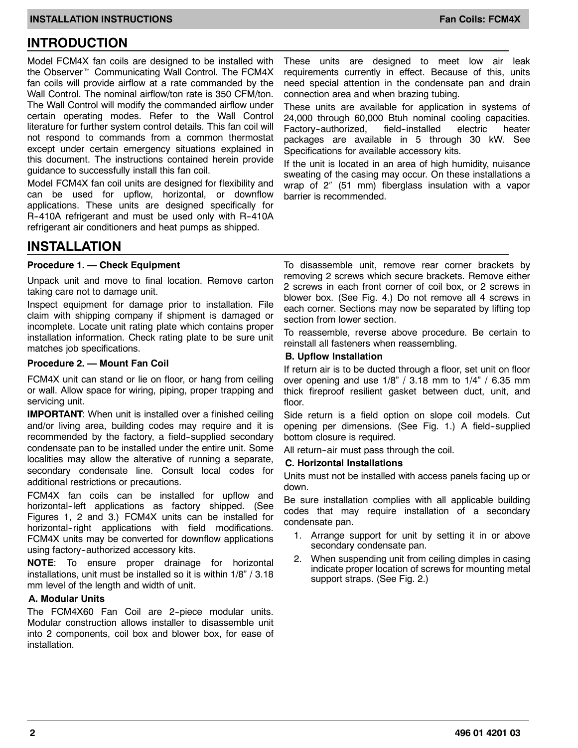## INTRODUCTION

Model FCM4X fan coils are designed to be installed with the Observer™ Communicating Wall Control. The FCM4X fan coils will provide airflow at a rate commanded by the Wall Control. The nominal airflow/ton rate is 350 CFM/ton. The Wall Control will modify the commanded airflow under certain operating modes. Refer to the Wall Control literature for further system control details. This fan coil will not respond to commands from a common thermostat except under certain emergency situations explained in this document. The instructions contained herein provide guidance to successfully install this fan coil.

Model FCM4X fan coil units are designed for flexibility and can be used for upflow, horizontal, or downflow applications. These units are designed specifically for R-410A refrigerant and must be used only with R-410A refrigerant air conditioners and heat pumps as shipped.

These units are designed to meet low air leak requirements currently in effect. Because of this, units need special attention in the condensate pan and drain connection area and when brazing tubing.

These units are available for application in systems of 24,000 through 60,000 Btuh nominal cooling capacities. Factory-authorized, field-installed electric heater packages are available in 5 through 30 kW. See Specifications for available accessory kits.

If the unit is located in an area of high humidity, nuisance sweating of the casing may occur. On these installations a wrap of 2″ (51 mm) fiberglass insulation with a vapor barrier is recommended.

## INSTALLATION

### Procedure 1. — Check Equipment

Unpack unit and move to final location. Remove carton taking care not to damage unit.

Inspect equipment for damage prior to installation. File claim with shipping company if shipment is damaged or incomplete. Locate unit rating plate which contains proper installation information. Check rating plate to be sure unit matches job specifications.

### Procedure 2. — Mount Fan Coil

FCM4X unit can stand or lie on floor, or hang from ceiling or wall. Allow space for wiring, piping, proper trapping and servicing unit.

**IMPORTANT**: When unit is installed over a finished ceiling and/or living area, building codes may require and it is recommended by the factory, a field-supplied secondary condensate pan to be installed under the entire unit. Some localities may allow the alterative of running a separate, secondary condensate line. Consult local codes for additional restrictions or precautions.

FCM4X fan coils can be installed for upflow and horizontal-left applications as factory shipped. (See Figures 1, 2 and 3.) FCM4X units can be installed for horizontal-right applications with field modifications. FCM4X units may be converted for downflow applications using factory-authorized accessory kits.

**NOTE**: To ensure proper drainage for horizontal installations, unit must be installed so it is within 1/8” / 3.18 mm level of the length and width of unit.

#### A. Modular Units

The FCM4X60 Fan Coil are 2-piece modular units. Modular construction allows installer to disassemble unit into 2 components, coil box and blower box, for ease of installation.

To disassemble unit, remove rear corner brackets by removing 2 screws which secure brackets. Remove either 2 screws in each front corner of coil box, or 2 screws in blower box. (See Fig. 4.) Do not remove all 4 screws in each corner. Sections may now be separated by lifting top section from lower section.

To reassemble, reverse above procedure. Be certain to reinstall all fasteners when reassembling.

#### B. Upflow Installation

If return air is to be ducted through a floor, set unit on floor over opening and use 1/8” / 3.18 mm to 1/4” / 6.35 mm thick fireproof resilient gasket between duct, unit, and floor.

Side return is a field option on slope coil models. Cut opening per dimensions. (See Fig. 1.) A field-supplied bottom closure is required.

All return-air must pass through the coil.

#### C. Horizontal Installations

Units must not be installed with access panels facing up or down.

Be sure installation complies with all applicable building codes that may require installation of a secondary condensate pan.

1. Arrange support for unit by setting it in or above secondary condensate pan.
2. When suspending unit from ceiling dimples in casing indicate proper location of screws for mounting metal support straps. (See Fig. 2.)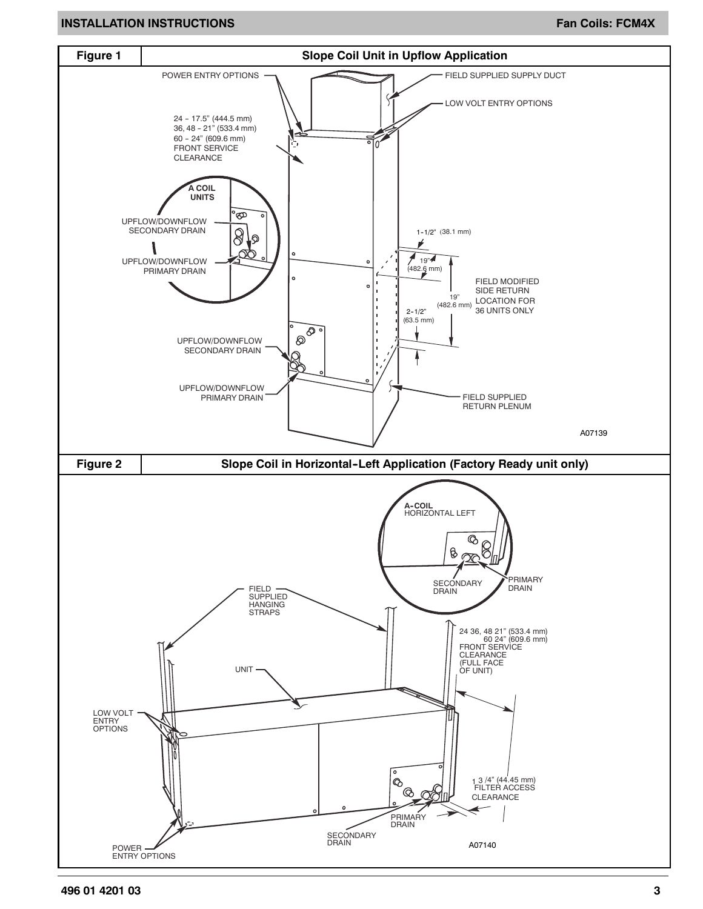| Figure 1 | Slope Coil Unit in Upflow Application |
| --- | --- |

POWER ENTRY OPTIONS

FIELD SUPPLIED SUPPLY DUCT

LOW VOLT ENTRY OPTIONS

24 – 17.5" (444.5 mm)
36, 48 – 21" (533.4 mm)
60 – 24" (609.6 mm)
FRONT SERVICE CLEARANCE

A COIL UNITS

UPFLOW/DOWNFLOW SECONDARY DRAIN

UPFLOW/DOWNFLOW PRIMARY DRAIN

1-1/2" (38.1 mm)

19" (482.6 mm)

19" (482.6 mm)

2-1/2" (63.5 mm)

FIELD MODIFIED SIDE RETURN LOCATION FOR 36 UNITS ONLY

UPFLOW/DOWNFLOW SECONDARY DRAIN

UPFLOW/DOWNFLOW PRIMARY DRAIN

FIELD SUPPLIED RETURN PLENUM

A07139

| Figure 2 | Slope Coil in Horizontal-Left Application (Factory Ready unit only) |
| --- | --- |

A-COIL HORIZONTAL LEFT

SECONDARY DRAIN

PRIMARY DRAIN

FIELD SUPPLIED HANGING STRAPS

24 36, 48 21" (533.4 mm)
60 24" (609.6 mm)
FRONT SERVICE CLEARANCE (FULL FACE OF UNIT)

UNIT

LOW VOLT ENTRY OPTIONS

1 3 /4" (44.45 mm) FILTER ACCESS CLEARANCE

PRIMARY DRAIN

SECONDARY DRAIN

POWER ENTRY OPTIONS

A07140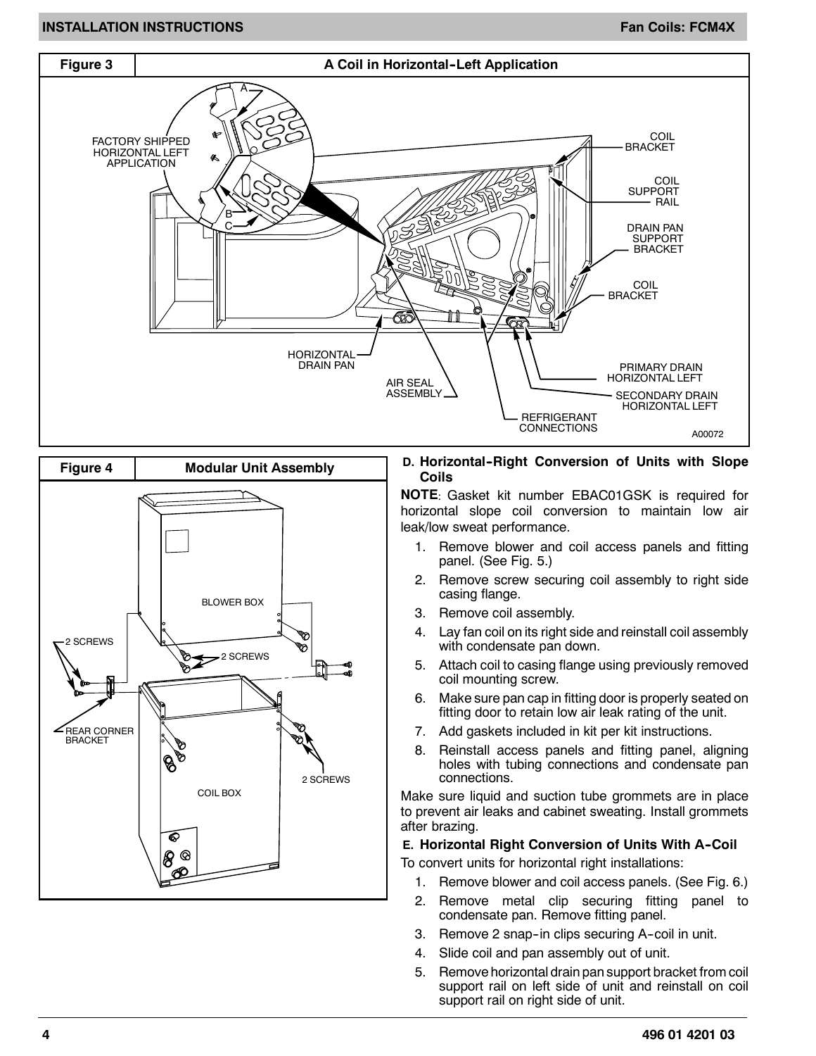**Figure 3 — A Coil in Horizontal-Left Application**

FACTORY SHIPPED HORIZONTAL LEFT APPLICATION

A

B

C

COIL BRACKET

COIL SUPPORT RAIL

DRAIN PAN SUPPORT BRACKET

COIL BRACKET

HORIZONTAL DRAIN PAN

AIR SEAL ASSEMBLY

PRIMARY DRAIN HORIZONTAL LEFT

SECONDARY DRAIN HORIZONTAL LEFT

REFRIGERANT CONNECTIONS

A00072

**Figure 4 — Modular Unit Assembly**

BLOWER BOX

2 SCREWS

2 SCREWS

REAR CORNER BRACKET

2 SCREWS

COIL BOX

### D. Horizontal-Right Conversion of Units with Slope Coils

**NOTE**: Gasket kit number EBAC01GSK is required for horizontal slope coil conversion to maintain low air leak/low sweat performance.

1. Remove blower and coil access panels and fitting panel. (See Fig. 5.)
2. Remove screw securing coil assembly to right side casing flange.
3. Remove coil assembly.
4. Lay fan coil on its right side and reinstall coil assembly with condensate pan down.
5. Attach coil to casing flange using previously removed coil mounting screw.
6. Make sure pan cap in fitting door is properly seated on fitting door to retain low air leak rating of the unit.
7. Add gaskets included in kit per kit instructions.
8. Reinstall access panels and fitting panel, aligning holes with tubing connections and condensate pan connections.

Make sure liquid and suction tube grommets are in place to prevent air leaks and cabinet sweating. Install grommets after brazing.

### E. Horizontal Right Conversion of Units With A-Coil

To convert units for horizontal right installations:

1. Remove blower and coil access panels. (See Fig. 6.)
2. Remove metal clip securing fitting panel to condensate pan. Remove fitting panel.
3. Remove 2 snap-in clips securing A-coil in unit.
4. Slide coil and pan assembly out of unit.
5. Remove horizontal drain pan support bracket from coil support rail on left side of unit and reinstall on coil support rail on right side of unit.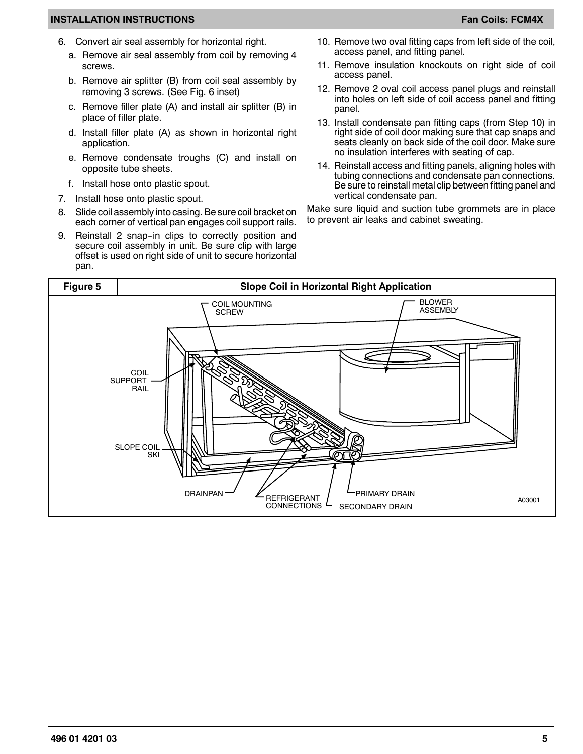6. Convert air seal assembly for horizontal right.
   a. Remove air seal assembly from coil by removing 4 screws.
   b. Remove air splitter (B) from coil seal assembly by removing 3 screws. (See Fig. 6 inset)
   c. Remove filler plate (A) and install air splitter (B) in place of filler plate.
   d. Install filler plate (A) as shown in horizontal right application.
   e. Remove condensate troughs (C) and install on opposite tube sheets.
   f. Install hose onto plastic spout.
7. Install hose onto plastic spout.
8. Slide coil assembly into casing. Be sure coil bracket on each corner of vertical pan engages coil support rails.
9. Reinstall 2 snap-in clips to correctly position and secure coil assembly in unit. Be sure clip with large offset is used on right side of unit to secure horizontal pan.
10. Remove two oval fitting caps from left side of the coil, access panel, and fitting panel.
11. Remove insulation knockouts on right side of coil access panel.
12. Remove 2 oval coil access panel plugs and reinstall into holes on left side of coil access panel and fitting panel.
13. Install condensate pan fitting caps (from Step 10) in right side of coil door making sure that cap snaps and seats cleanly on back side of the coil door. Make sure no insulation interferes with seating of cap.
14. Reinstall access and fitting panels, aligning holes with tubing connections and condensate pan connections. Be sure to reinstall metal clip between fitting panel and vertical condensate pan.

Make sure liquid and suction tube grommets are in place to prevent air leaks and cabinet sweating.

**Figure 5 — Slope Coil in Horizontal Right Application**

COIL MOUNTING SCREW, BLOWER ASSEMBLY, COIL SUPPORT RAIL, SLOPE COIL SKI, DRAINPAN, REFRIGERANT CONNECTIONS, PRIMARY DRAIN, SECONDARY DRAIN

A03001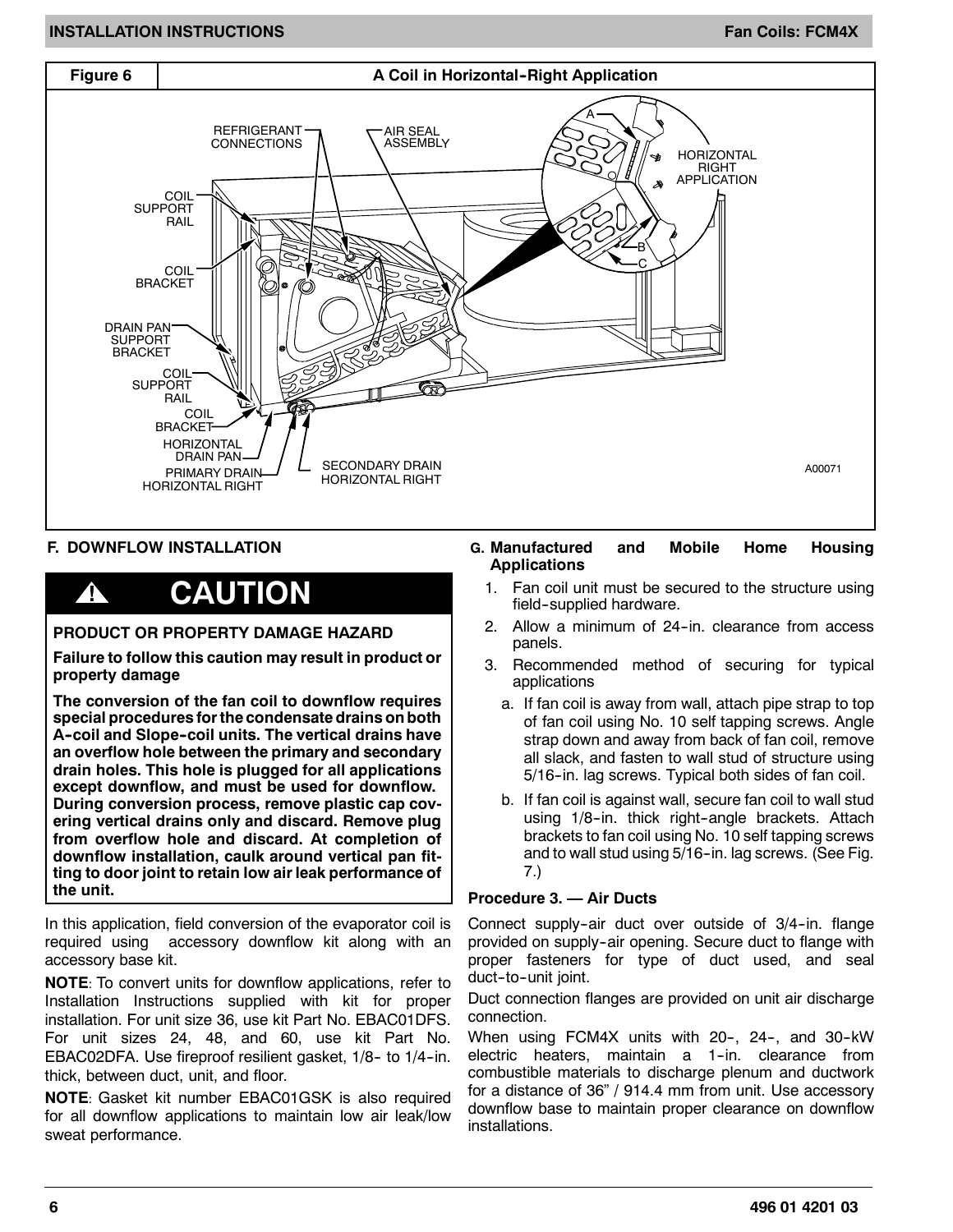**Figure 6 — A Coil in Horizontal-Right Application**

REFRIGERANT CONNECTIONS
AIR SEAL ASSEMBLY
COIL SUPPORT RAIL
COIL BRACKET
DRAIN PAN SUPPORT BRACKET
COIL SUPPORT RAIL
COIL BRACKET
HORIZONTAL DRAIN PAN
PRIMARY DRAIN HORIZONTAL RIGHT
SECONDARY DRAIN HORIZONTAL RIGHT
HORIZONTAL RIGHT APPLICATION
A
B
C
A00071

## F. DOWNFLOW INSTALLATION

> **⚠ CAUTION**
>
> **PRODUCT OR PROPERTY DAMAGE HAZARD**
>
> **Failure to follow this caution may result in product or property damage**
>
> **The conversion of the fan coil to downflow requires special procedures for the condensate drains on both A-coil and Slope-coil units. The vertical drains have an overflow hole between the primary and secondary drain holes. This hole is plugged for all applications except downflow, and must be used for downflow. During conversion process, remove plastic cap covering vertical drains only and discard. Remove plug from overflow hole and discard. At completion of downflow installation, caulk around vertical pan fitting to door joint to retain low air leak performance of the unit.**

In this application, field conversion of the evaporator coil is required using accessory downflow kit along with an accessory base kit.

**NOTE**: To convert units for downflow applications, refer to Installation Instructions supplied with kit for proper installation. For unit size 36, use kit Part No. EBAC01DFS. For unit sizes 24, 48, and 60, use kit Part No. EBAC02DFA. Use fireproof resilient gasket, 1/8- to 1/4-in. thick, between duct, unit, and floor.

**NOTE**: Gasket kit number EBAC01GSK is also required for all downflow applications to maintain low air leak/low sweat performance.

## G. Manufactured and Mobile Home Housing Applications

1. Fan coil unit must be secured to the structure using field-supplied hardware.
2. Allow a minimum of 24-in. clearance from access panels.
3. Recommended method of securing for typical applications
   a. If fan coil is away from wall, attach pipe strap to top of fan coil using No. 10 self tapping screws. Angle strap down and away from back of fan coil, remove all slack, and fasten to wall stud of structure using 5/16-in. lag screws. Typical both sides of fan coil.
   b. If fan coil is against wall, secure fan coil to wall stud using 1/8-in. thick right-angle brackets. Attach brackets to fan coil using No. 10 self tapping screws and to wall stud using 5/16-in. lag screws. (See Fig. 7.)

### Procedure 3. — Air Ducts

Connect supply-air duct over outside of 3/4-in. flange provided on supply-air opening. Secure duct to flange with proper fasteners for type of duct used, and seal duct-to-unit joint.

Duct connection flanges are provided on unit air discharge connection.

When using FCM4X units with 20-, 24-, and 30-kW electric heaters, maintain a 1-in. clearance from combustible materials to discharge plenum and ductwork for a distance of 36” / 914.4 mm from unit. Use accessory downflow base to maintain proper clearance on downflow installations.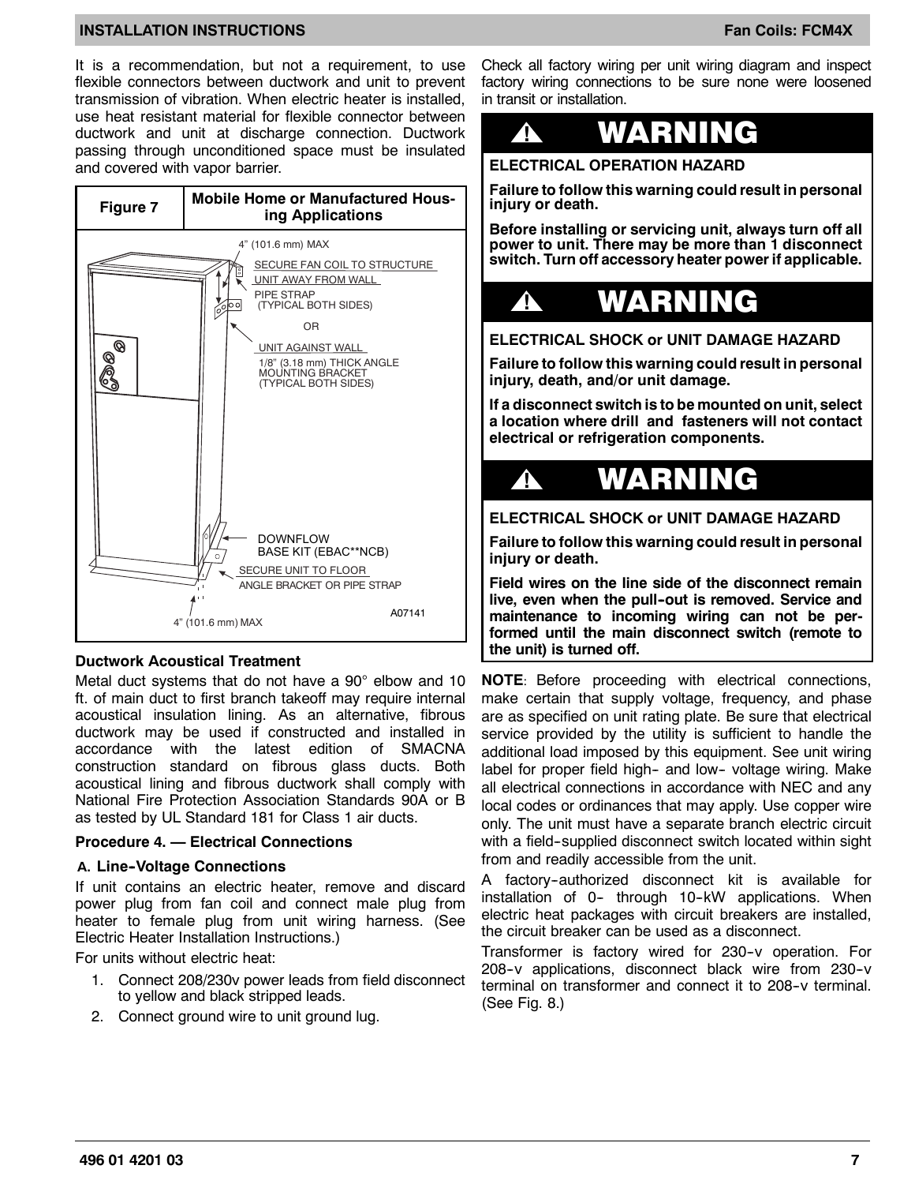It is a recommendation, but not a requirement, to use flexible connectors between ductwork and unit to prevent transmission of vibration. When electric heater is installed, use heat resistant material for flexible connector between ductwork and unit at discharge connection. Ductwork passing through unconditioned space must be insulated and covered with vapor barrier.

| Figure 7 | Mobile Home or Manufactured Housing Applications |
|---|---|

4" (101.6 mm) MAX

SECURE FAN COIL TO STRUCTURE

UNIT AWAY FROM WALL

PIPE STRAP (TYPICAL BOTH SIDES)

OR

UNIT AGAINST WALL

1/8" (3.18 mm) THICK ANGLE MOUNTING BRACKET (TYPICAL BOTH SIDES)

DOWNFLOW BASE KIT (EBAC**NCB)

SECURE UNIT TO FLOOR

ANGLE BRACKET OR PIPE STRAP

4" (101.6 mm) MAX

A07141

**Ductwork Acoustical Treatment**

Metal duct systems that do not have a 90° elbow and 10 ft. of main duct to first branch takeoff may require internal acoustical insulation lining. As an alternative, fibrous ductwork may be used if constructed and installed in accordance with the latest edition of SMACNA construction standard on fibrous glass ducts. Both acoustical lining and fibrous ductwork shall comply with National Fire Protection Association Standards 90A or B as tested by UL Standard 181 for Class 1 air ducts.

## Procedure 4. — Electrical Connections

### A. Line-Voltage Connections

If unit contains an electric heater, remove and discard power plug from fan coil and connect male plug from heater to female plug from unit wiring harness. (See Electric Heater Installation Instructions.)

For units without electric heat:

1. Connect 208/230v power leads from field disconnect to yellow and black stripped leads.
2. Connect ground wire to unit ground lug.

Check all factory wiring per unit wiring diagram and inspect factory wiring connections to be sure none were loosened in transit or installation.

> **⚠ WARNING**
>
> **ELECTRICAL OPERATION HAZARD**
>
> **Failure to follow this warning could result in personal injury or death.**
>
> **Before installing or servicing unit, always turn off all power to unit. There may be more than 1 disconnect switch. Turn off accessory heater power if applicable.**

> **⚠ WARNING**
>
> **ELECTRICAL SHOCK or UNIT DAMAGE HAZARD**
>
> **Failure to follow this warning could result in personal injury, death, and/or unit damage.**
>
> **If a disconnect switch is to be mounted on unit, select a location where drill and fasteners will not contact electrical or refrigeration components.**

> **⚠ WARNING**
>
> **ELECTRICAL SHOCK or UNIT DAMAGE HAZARD**
>
> **Failure to follow this warning could result in personal injury or death.**
>
> **Field wires on the line side of the disconnect remain live, even when the pull-out is removed. Service and maintenance to incoming wiring can not be performed until the main disconnect switch (remote to the unit) is turned off.**

**NOTE**: Before proceeding with electrical connections, make certain that supply voltage, frequency, and phase are as specified on unit rating plate. Be sure that electrical service provided by the utility is sufficient to handle the additional load imposed by this equipment. See unit wiring label for proper field high- and low- voltage wiring. Make all electrical connections in accordance with NEC and any local codes or ordinances that may apply. Use copper wire only. The unit must have a separate branch electric circuit with a field-supplied disconnect switch located within sight from and readily accessible from the unit.

A factory-authorized disconnect kit is available for installation of 0- through 10-kW applications. When electric heat packages with circuit breakers are installed, the circuit breaker can be used as a disconnect.

Transformer is factory wired for 230-v operation. For 208-v applications, disconnect black wire from 230-v terminal on transformer and connect it to 208-v terminal. (See Fig. 8.)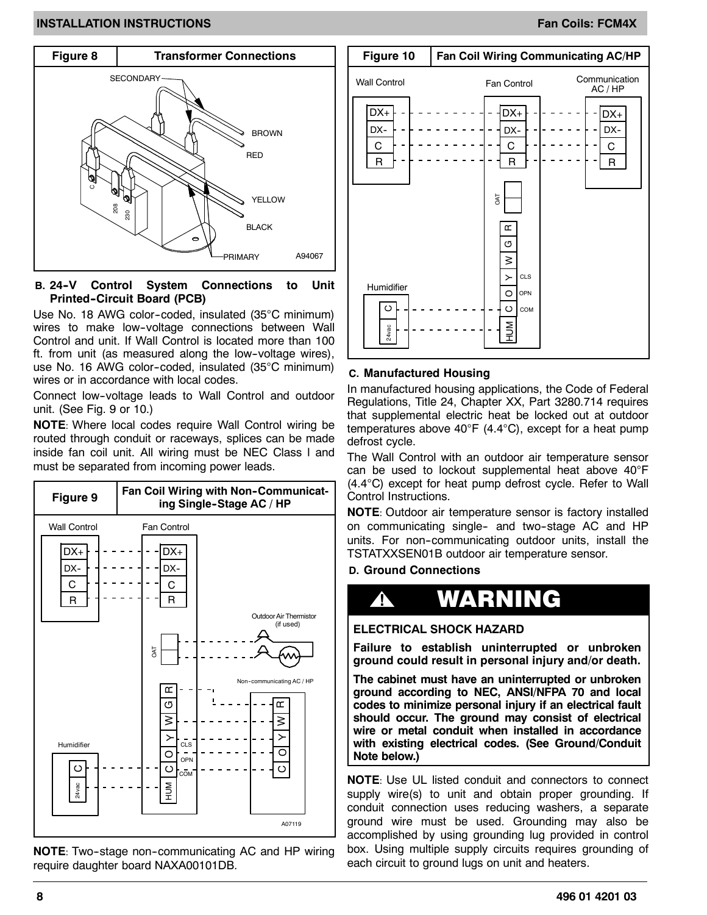**Figure 8 — Transformer Connections**

SECONDARY

BROWN

RED

YELLOW

BLACK

PRIMARY

C

208

230

A94067

### B. 24-V Control System Connections to Unit Printed-Circuit Board (PCB)

Use No. 18 AWG color-coded, insulated (35°C minimum) wires to make low-voltage connections between Wall Control and unit. If Wall Control is located more than 100 ft. from unit (as measured along the low-voltage wires), use No. 16 AWG color-coded, insulated (35°C minimum) wires or in accordance with local codes.

Connect low-voltage leads to Wall Control and outdoor unit. (See Fig. 9 or 10.)

**NOTE**: Where local codes require Wall Control wiring be routed through conduit or raceways, splices can be made inside fan coil unit. All wiring must be NEC Class I and must be separated from incoming power leads.

**Figure 9 — Fan Coil Wiring with Non-Communicating Single-Stage AC / HP**

Wall Control: DX+, DX-, C, R

Fan Control: DX+, DX-, C, R, OAT, R, G, W, Y, O, C, HUM (CLS, OPN, COM)

Outdoor Air Thermistor (if used)

Non-communicating AC / HP: R, W, Y, O, C

Humidifier: C, 24vac

A07119

**NOTE**: Two-stage non-communicating AC and HP wiring require daughter board NAXA00101DB.

**Figure 10 — Fan Coil Wiring Communicating AC/HP**

Wall Control: DX+, DX-, C, R

Fan Control: DX+, DX-, C, R, OAT, R, G, W, Y, O, C, HUM (CLS, OPN, COM)

Communication AC / HP: DX+, DX-, C, R

Humidifier: C, 24vac

### C. Manufactured Housing

In manufactured housing applications, the Code of Federal Regulations, Title 24, Chapter XX, Part 3280.714 requires that supplemental electric heat be locked out at outdoor temperatures above 40°F (4.4°C), except for a heat pump defrost cycle.

The Wall Control with an outdoor air temperature sensor can be used to lockout supplemental heat above 40°F (4.4°C) except for heat pump defrost cycle. Refer to Wall Control Instructions.

**NOTE**: Outdoor air temperature sensor is factory installed on communicating single- and two-stage AC and HP units. For non-communicating outdoor units, install the TSTATXXSEN01B outdoor air temperature sensor.

### D. Ground Connections

## ⚠ WARNING

**ELECTRICAL SHOCK HAZARD**

**Failure to establish uninterrupted or unbroken ground could result in personal injury and/or death.**

**The cabinet must have an uninterrupted or unbroken ground according to NEC, ANSI/NFPA 70 and local codes to minimize personal injury if an electrical fault should occur. The ground may consist of electrical wire or metal conduit when installed in accordance with existing electrical codes. (See Ground/Conduit Note below.)**

**NOTE**: Use UL listed conduit and connectors to connect supply wire(s) to unit and obtain proper grounding. If conduit connection uses reducing washers, a separate ground wire must be used. Grounding may also be accomplished by using grounding lug provided in control box. Using multiple supply circuits requires grounding of each circuit to ground lugs on unit and heaters.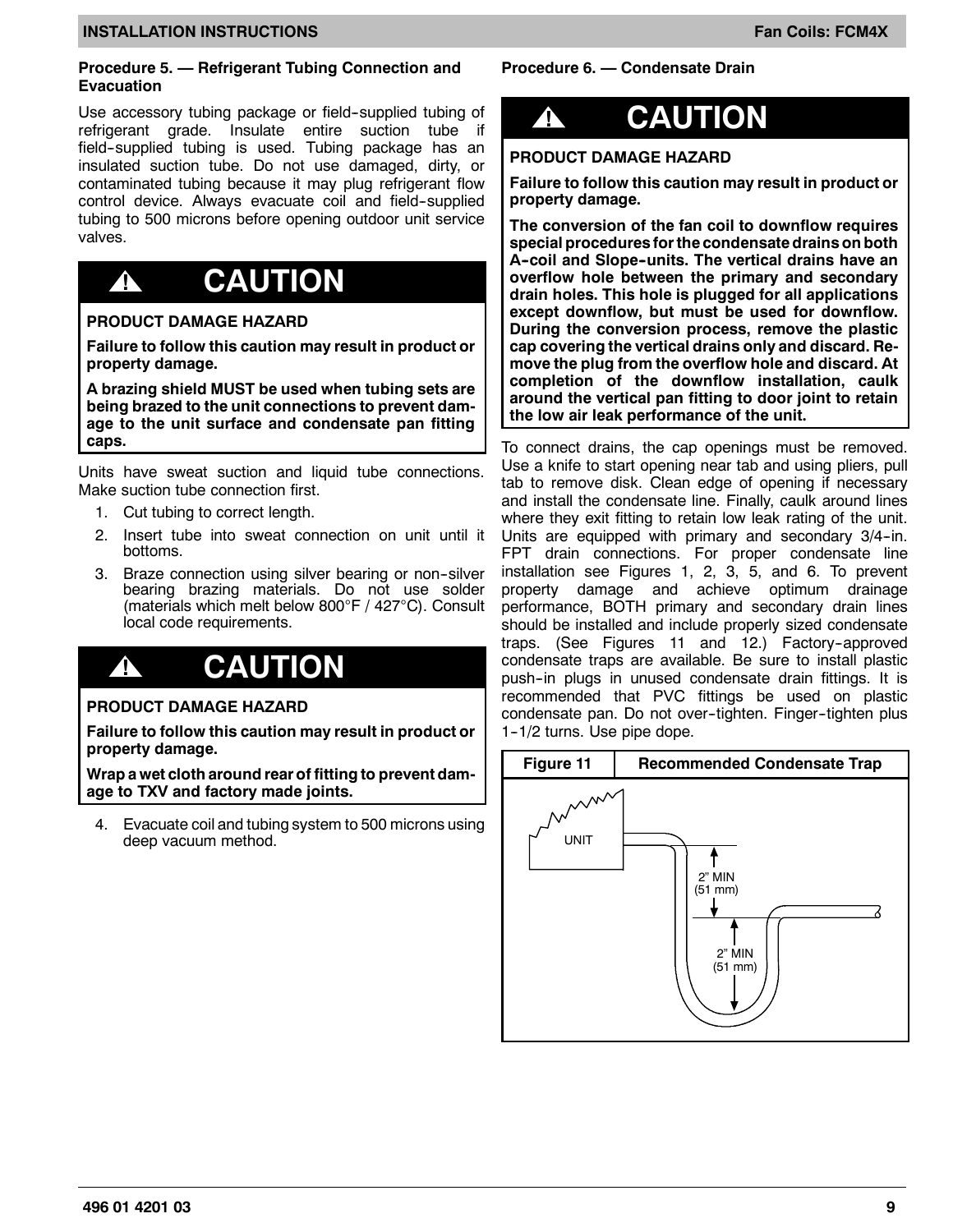### Procedure 5. — Refrigerant Tubing Connection and Evacuation

Use accessory tubing package or field-supplied tubing of refrigerant grade. Insulate entire suction tube if field-supplied tubing is used. Tubing package has an insulated suction tube. Do not use damaged, dirty, or contaminated tubing because it may plug refrigerant flow control device. Always evacuate coil and field-supplied tubing to 500 microns before opening outdoor unit service valves.

> **⚠ CAUTION**
>
> **PRODUCT DAMAGE HAZARD**
>
> **Failure to follow this caution may result in product or property damage.**
>
> **A brazing shield MUST be used when tubing sets are being brazed to the unit connections to prevent damage to the unit surface and condensate pan fitting caps.**

Units have sweat suction and liquid tube connections. Make suction tube connection first.

1. Cut tubing to correct length.
2. Insert tube into sweat connection on unit until it bottoms.
3. Braze connection using silver bearing or non-silver bearing brazing materials. Do not use solder (materials which melt below 800°F / 427°C). Consult local code requirements.

> **⚠ CAUTION**
>
> **PRODUCT DAMAGE HAZARD**
>
> **Failure to follow this caution may result in product or property damage.**
>
> **Wrap a wet cloth around rear of fitting to prevent damage to TXV and factory made joints.**

4. Evacuate coil and tubing system to 500 microns using deep vacuum method.

### Procedure 6. — Condensate Drain

> **⚠ CAUTION**
>
> **PRODUCT DAMAGE HAZARD**
>
> **Failure to follow this caution may result in product or property damage.**
>
> **The conversion of the fan coil to downflow requires special procedures for the condensate drains on both A-coil and Slope-units. The vertical drains have an overflow hole between the primary and secondary drain holes. This hole is plugged for all applications except downflow, but must be used for downflow. During the conversion process, remove the plastic cap covering the vertical drains only and discard. Remove the plug from the overflow hole and discard. At completion of the downflow installation, caulk around the vertical pan fitting to door joint to retain the low air leak performance of the unit.**

To connect drains, the cap openings must be removed. Use a knife to start opening near tab and using pliers, pull tab to remove disk. Clean edge of opening if necessary and install the condensate line. Finally, caulk around lines where they exit fitting to retain low leak rating of the unit. Units are equipped with primary and secondary 3/4-in. FPT drain connections. For proper condensate line installation see Figures 1, 2, 3, 5, and 6. To prevent property damage and achieve optimum drainage performance, BOTH primary and secondary drain lines should be installed and include properly sized condensate traps. (See Figures 11 and 12.) Factory-approved condensate traps are available. Be sure to install plastic push-in plugs in unused condensate drain fittings. It is recommended that PVC fittings be used on plastic condensate pan. Do not over-tighten. Finger-tighten plus 1-1/2 turns. Use pipe dope.

**Figure 11 — Recommended Condensate Trap**

UNIT

2" MIN (51 mm)

2" MIN (51 mm)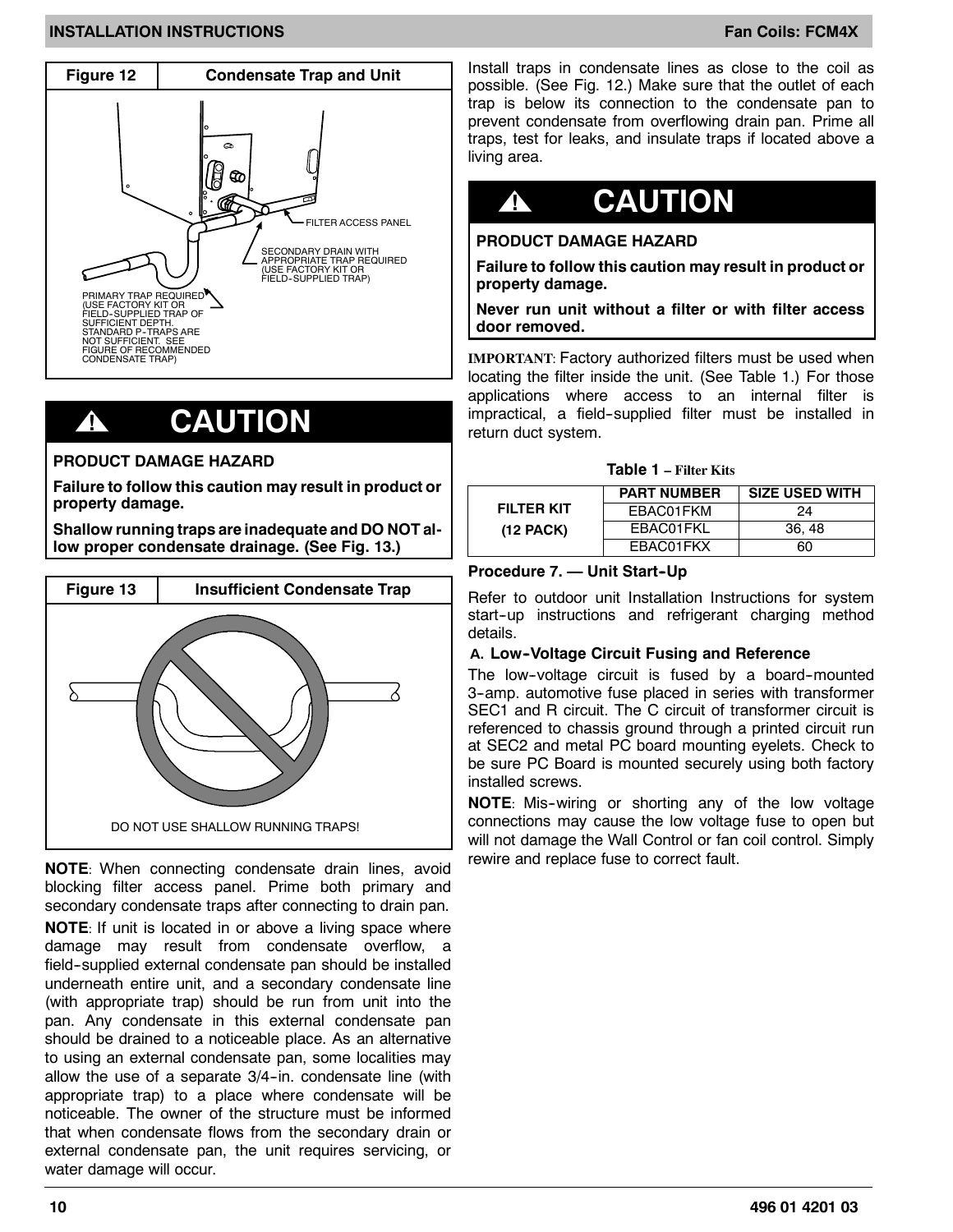**Figure 12 — Condensate Trap and Unit**

FILTER ACCESS PANEL

SECONDARY DRAIN WITH APPROPRIATE TRAP REQUIRED (USE FACTORY KIT OR FIELD-SUPPLIED TRAP)

PRIMARY TRAP REQUIRED (USE FACTORY KIT OR FIELD-SUPPLIED TRAP OF SUFFICIENT DEPTH. STANDARD P-TRAPS ARE NOT SUFFICIENT. SEE FIGURE OF RECOMMENDED CONDENSATE TRAP)

## ⚠ CAUTION

**PRODUCT DAMAGE HAZARD**

**Failure to follow this caution may result in product or property damage.**

**Shallow running traps are inadequate and DO NOT allow proper condensate drainage. (See Fig. 13.)**

**Figure 13 — Insufficient Condensate Trap**

DO NOT USE SHALLOW RUNNING TRAPS!

**NOTE**: When connecting condensate drain lines, avoid blocking filter access panel. Prime both primary and secondary condensate traps after connecting to drain pan.

**NOTE**: If unit is located in or above a living space where damage may result from condensate overflow, a field-supplied external condensate pan should be installed underneath entire unit, and a secondary condensate line (with appropriate trap) should be run from unit into the pan. Any condensate in this external condensate pan should be drained to a noticeable place. As an alternative to using an external condensate pan, some localities may allow the use of a separate 3/4-in. condensate line (with appropriate trap) to a place where condensate will be noticeable. The owner of the structure must be informed that when condensate flows from the secondary drain or external condensate pan, the unit requires servicing, or water damage will occur.

Install traps in condensate lines as close to the coil as possible. (See Fig. 12.) Make sure that the outlet of each trap is below its connection to the condensate pan to prevent condensate from overflowing drain pan. Prime all traps, test for leaks, and insulate traps if located above a living area.

## ⚠ CAUTION

**PRODUCT DAMAGE HAZARD**

**Failure to follow this caution may result in product or property damage.**

**Never run unit without a filter or with filter access door removed.**

**IMPORTANT**: Factory authorized filters must be used when locating the filter inside the unit. (See Table 1.) For those applications where access to an internal filter is impractical, a field-supplied filter must be installed in return duct system.

**Table 1 – Filter Kits**

| | PART NUMBER | SIZE USED WITH |
|---|---|---|
| FILTER KIT (12 PACK) | EBAC01FKM | 24 |
| | EBAC01FKL | 36, 48 |
| | EBAC01FKX | 60 |

### Procedure 7. — Unit Start-Up

Refer to outdoor unit Installation Instructions for system start-up instructions and refrigerant charging method details.

#### A. Low-Voltage Circuit Fusing and Reference

The low-voltage circuit is fused by a board-mounted 3-amp. automotive fuse placed in series with transformer SEC1 and R circuit. The C circuit of transformer circuit is referenced to chassis ground through a printed circuit run at SEC2 and metal PC board mounting eyelets. Check to be sure PC Board is mounted securely using both factory installed screws.

**NOTE**: Mis-wiring or shorting any of the low voltage connections may cause the low voltage fuse to open but will not damage the Wall Control or fan coil control. Simply rewire and replace fuse to correct fault.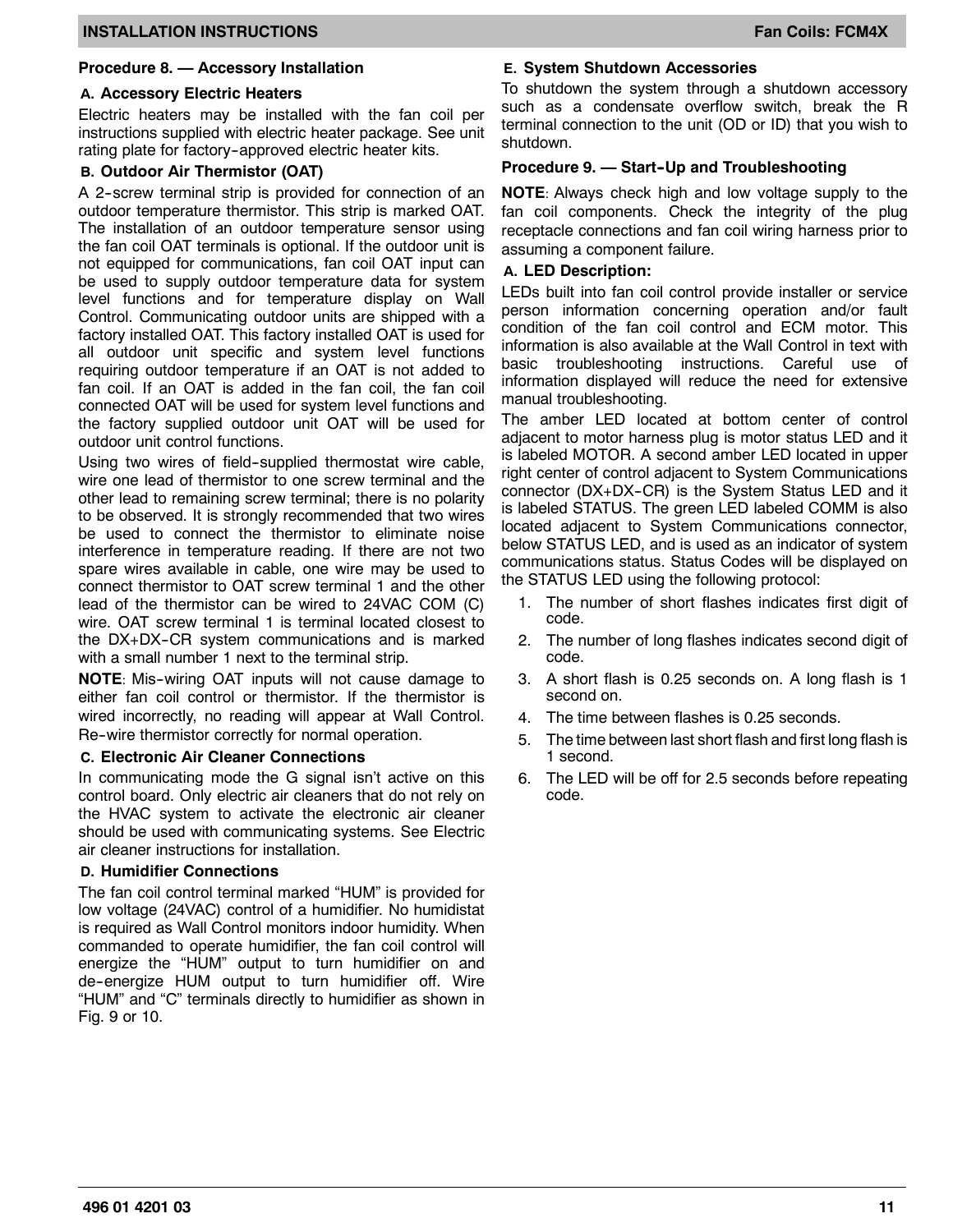## Procedure 8. — Accessory Installation

### A. Accessory Electric Heaters

Electric heaters may be installed with the fan coil per instructions supplied with electric heater package. See unit rating plate for factory-approved electric heater kits.

### B. Outdoor Air Thermistor (OAT)

A 2-screw terminal strip is provided for connection of an outdoor temperature thermistor. This strip is marked OAT. The installation of an outdoor temperature sensor using the fan coil OAT terminals is optional. If the outdoor unit is not equipped for communications, fan coil OAT input can be used to supply outdoor temperature data for system level functions and for temperature display on Wall Control. Communicating outdoor units are shipped with a factory installed OAT. This factory installed OAT is used for all outdoor unit specific and system level functions requiring outdoor temperature if an OAT is not added to fan coil. If an OAT is added in the fan coil, the fan coil connected OAT will be used for system level functions and the factory supplied outdoor unit OAT will be used for outdoor unit control functions.

Using two wires of field-supplied thermostat wire cable, wire one lead of thermistor to one screw terminal and the other lead to remaining screw terminal; there is no polarity to be observed. It is strongly recommended that two wires be used to connect the thermistor to eliminate noise interference in temperature reading. If there are not two spare wires available in cable, one wire may be used to connect thermistor to OAT screw terminal 1 and the other lead of the thermistor can be wired to 24VAC COM (C) wire. OAT screw terminal 1 is terminal located closest to the DX+DX-CR system communications and is marked with a small number 1 next to the terminal strip.

**NOTE**: Mis-wiring OAT inputs will not cause damage to either fan coil control or thermistor. If the thermistor is wired incorrectly, no reading will appear at Wall Control. Re-wire thermistor correctly for normal operation.

### C. Electronic Air Cleaner Connections

In communicating mode the G signal isn't active on this control board. Only electric air cleaners that do not rely on the HVAC system to activate the electronic air cleaner should be used with communicating systems. See Electric air cleaner instructions for installation.

### D. Humidifier Connections

The fan coil control terminal marked "HUM" is provided for low voltage (24VAC) control of a humidifier. No humidistat is required as Wall Control monitors indoor humidity. When commanded to operate humidifier, the fan coil control will energize the "HUM" output to turn humidifier on and de-energize HUM output to turn humidifier off. Wire "HUM" and "C" terminals directly to humidifier as shown in Fig. 9 or 10.

### E. System Shutdown Accessories

To shutdown the system through a shutdown accessory such as a condensate overflow switch, break the R terminal connection to the unit (OD or ID) that you wish to shutdown.

## Procedure 9. — Start-Up and Troubleshooting

**NOTE**: Always check high and low voltage supply to the fan coil components. Check the integrity of the plug receptacle connections and fan coil wiring harness prior to assuming a component failure.

### A. LED Description:

LEDs built into fan coil control provide installer or service person information concerning operation and/or fault condition of the fan coil control and ECM motor. This information is also available at the Wall Control in text with basic troubleshooting instructions. Careful use of information displayed will reduce the need for extensive manual troubleshooting.

The amber LED located at bottom center of control adjacent to motor harness plug is motor status LED and it is labeled MOTOR. A second amber LED located in upper right center of control adjacent to System Communications connector (DX+DX-CR) is the System Status LED and it is labeled STATUS. The green LED labeled COMM is also located adjacent to System Communications connector, below STATUS LED, and is used as an indicator of system communications status. Status Codes will be displayed on the STATUS LED using the following protocol:

1. The number of short flashes indicates first digit of code.
2. The number of long flashes indicates second digit of code.
3. A short flash is 0.25 seconds on. A long flash is 1 second on.
4. The time between flashes is 0.25 seconds.
5. The time between last short flash and first long flash is 1 second.
6. The LED will be off for 2.5 seconds before repeating code.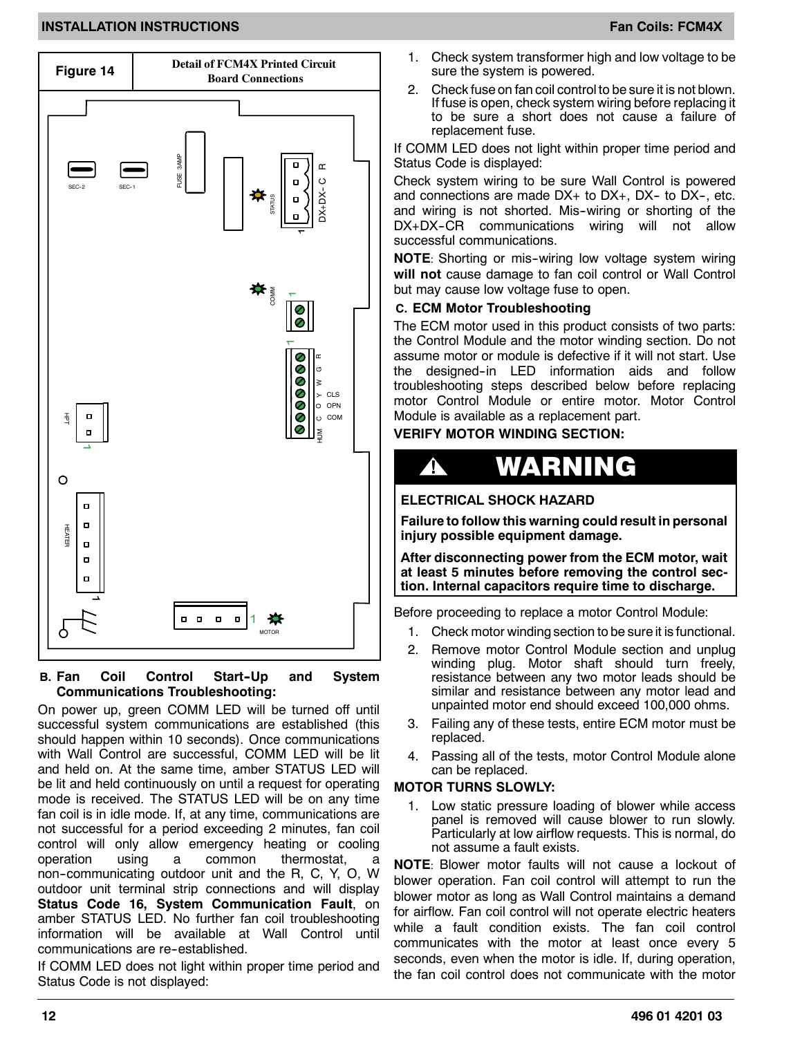**Figure 14** Detail of FCM4X Printed Circuit Board Connections

### B. Fan Coil Control Start-Up and System Communications Troubleshooting:

On power up, green COMM LED will be turned off until successful system communications are established (this should happen within 10 seconds). Once communications with Wall Control are successful, COMM LED will be lit and held on. At the same time, amber STATUS LED will be lit and held continuously on until a request for operating mode is received. The STATUS LED will be on any time fan coil is in idle mode. If, at any time, communications are not successful for a period exceeding 2 minutes, fan coil control will only allow emergency heating or cooling operation using a common thermostat, a non-communicating outdoor unit and the R, C, Y, O, W outdoor unit terminal strip connections and will display **Status Code 16, System Communication Fault**, on amber STATUS LED. No further fan coil troubleshooting information will be available at Wall Control until communications are re-established.

If COMM LED does not light within proper time period and Status Code is not displayed:

1. Check system transformer high and low voltage to be sure the system is powered.
2. Check fuse on fan coil control to be sure it is not blown. If fuse is open, check system wiring before replacing it to be sure a short does not cause a failure of replacement fuse.

If COMM LED does not light within proper time period and Status Code is displayed:

Check system wiring to be sure Wall Control is powered and connections are made DX+ to DX+, DX- to DX-, etc. and wiring is not shorted. Mis-wiring or shorting of the DX+DX-CR communications wiring will not allow successful communications.

**NOTE**: Shorting or mis-wiring low voltage system wiring **will not** cause damage to fan coil control or Wall Control but may cause low voltage fuse to open.

### C. ECM Motor Troubleshooting

The ECM motor used in this product consists of two parts: the Control Module and the motor winding section. Do not assume motor or module is defective if it will not start. Use the designed-in LED information aids and follow troubleshooting steps described below before replacing motor Control Module or entire motor. Motor Control Module is available as a replacement part.

**VERIFY MOTOR WINDING SECTION:**

> **⚠ WARNING**
>
> **ELECTRICAL SHOCK HAZARD**
>
> **Failure to follow this warning could result in personal injury possible equipment damage.**
>
> **After disconnecting power from the ECM motor, wait at least 5 minutes before removing the control section. Internal capacitors require time to discharge.**

Before proceeding to replace a motor Control Module:

1. Check motor winding section to be sure it is functional.
2. Remove motor Control Module section and unplug winding plug. Motor shaft should turn freely, resistance between any two motor leads should be similar and resistance between any motor lead and unpainted motor end should exceed 100,000 ohms.
3. Failing any of these tests, entire ECM motor must be replaced.
4. Passing all of the tests, motor Control Module alone can be replaced.

**MOTOR TURNS SLOWLY:**

1. Low static pressure loading of blower while access panel is removed will cause blower to run slowly. Particularly at low airflow requests. This is normal, do not assume a fault exists.

**NOTE**: Blower motor faults will not cause a lockout of blower operation. Fan coil control will attempt to run the blower motor as long as Wall Control maintains a demand for airflow. Fan coil control will not operate electric heaters while a fault condition exists. The fan coil control communicates with the motor at least once every 5 seconds, even when the motor is idle. If, during operation, the fan coil control does not communicate with the motor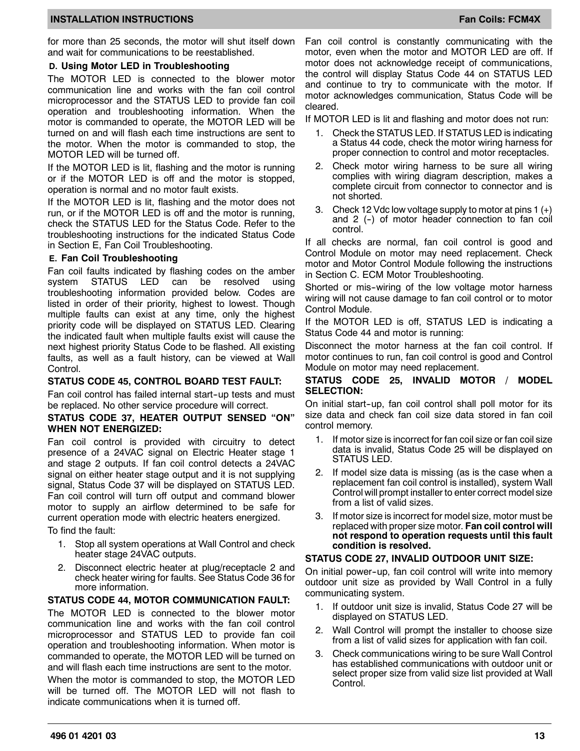for more than 25 seconds, the motor will shut itself down and wait for communications to be reestablished.

### D. Using Motor LED in Troubleshooting

The MOTOR LED is connected to the blower motor communication line and works with the fan coil control microprocessor and the STATUS LED to provide fan coil operation and troubleshooting information. When the motor is commanded to operate, the MOTOR LED will be turned on and will flash each time instructions are sent to the motor. When the motor is commanded to stop, the MOTOR LED will be turned off.

If the MOTOR LED is lit, flashing and the motor is running or if the MOTOR LED is off and the motor is stopped, operation is normal and no motor fault exists.

If the MOTOR LED is lit, flashing and the motor does not run, or if the MOTOR LED is off and the motor is running, check the STATUS LED for the Status Code. Refer to the troubleshooting instructions for the indicated Status Code in Section E, Fan Coil Troubleshooting.

### E. Fan Coil Troubleshooting

Fan coil faults indicated by flashing codes on the amber system STATUS LED can be resolved using troubleshooting information provided below. Codes are listed in order of their priority, highest to lowest. Though multiple faults can exist at any time, only the highest priority code will be displayed on STATUS LED. Clearing the indicated fault when multiple faults exist will cause the next highest priority Status Code to be flashed. All existing faults, as well as a fault history, can be viewed at Wall Control.

#### STATUS CODE 45, CONTROL BOARD TEST FAULT:

Fan coil control has failed internal start-up tests and must be replaced. No other service procedure will correct.

#### STATUS CODE 37, HEATER OUTPUT SENSED "ON" WHEN NOT ENERGIZED:

Fan coil control is provided with circuitry to detect presence of a 24VAC signal on Electric Heater stage 1 and stage 2 outputs. If fan coil control detects a 24VAC signal on either heater stage output and it is not supplying signal, Status Code 37 will be displayed on STATUS LED. Fan coil control will turn off output and command blower motor to supply an airflow determined to be safe for current operation mode with electric heaters energized.

To find the fault:

1. Stop all system operations at Wall Control and check heater stage 24VAC outputs.
2. Disconnect electric heater at plug/receptacle 2 and check heater wiring for faults. See Status Code 36 for more information.

#### STATUS CODE 44, MOTOR COMMUNICATION FAULT:

The MOTOR LED is connected to the blower motor communication line and works with the fan coil control microprocessor and STATUS LED to provide fan coil operation and troubleshooting information. When motor is commanded to operate, the MOTOR LED will be turned on and will flash each time instructions are sent to the motor.

When the motor is commanded to stop, the MOTOR LED will be turned off. The MOTOR LED will not flash to indicate communications when it is turned off.

Fan coil control is constantly communicating with the motor, even when the motor and MOTOR LED are off. If motor does not acknowledge receipt of communications, the control will display Status Code 44 on STATUS LED and continue to try to communicate with the motor. If motor acknowledges communication, Status Code will be cleared.

If MOTOR LED is lit and flashing and motor does not run:

1. Check the STATUS LED. If STATUS LED is indicating a Status 44 code, check the motor wiring harness for proper connection to control and motor receptacles.
2. Check motor wiring harness to be sure all wiring complies with wiring diagram description, makes a complete circuit from connector to connector and is not shorted.
3. Check 12 Vdc low voltage supply to motor at pins 1 (+) and 2 (-) of motor header connection to fan coil control.

If all checks are normal, fan coil control is good and Control Module on motor may need replacement. Check motor and Motor Control Module following the instructions in Section C. ECM Motor Troubleshooting.

Shorted or mis-wiring of the low voltage motor harness wiring will not cause damage to fan coil control or to motor Control Module.

If the MOTOR LED is off, STATUS LED is indicating a Status Code 44 and motor is running:

Disconnect the motor harness at the fan coil control. If motor continues to run, fan coil control is good and Control Module on motor may need replacement.

#### STATUS CODE 25, INVALID MOTOR / MODEL SELECTION:

On initial start-up, fan coil control shall poll motor for its size data and check fan coil size data stored in fan coil control memory.

1. If motor size is incorrect for fan coil size or fan coil size data is invalid, Status Code 25 will be displayed on STATUS LED.
2. If model size data is missing (as is the case when a replacement fan coil control is installed), system Wall Control will prompt installer to enter correct model size from a list of valid sizes.
3. If motor size is incorrect for model size, motor must be replaced with proper size motor. **Fan coil control will not respond to operation requests until this fault condition is resolved.**

#### STATUS CODE 27, INVALID OUTDOOR UNIT SIZE:

On initial power-up, fan coil control will write into memory outdoor unit size as provided by Wall Control in a fully communicating system.

1. If outdoor unit size is invalid, Status Code 27 will be displayed on STATUS LED.
2. Wall Control will prompt the installer to choose size from a list of valid sizes for application with fan coil.
3. Check communications wiring to be sure Wall Control has established communications with outdoor unit or select proper size from valid size list provided at Wall Control.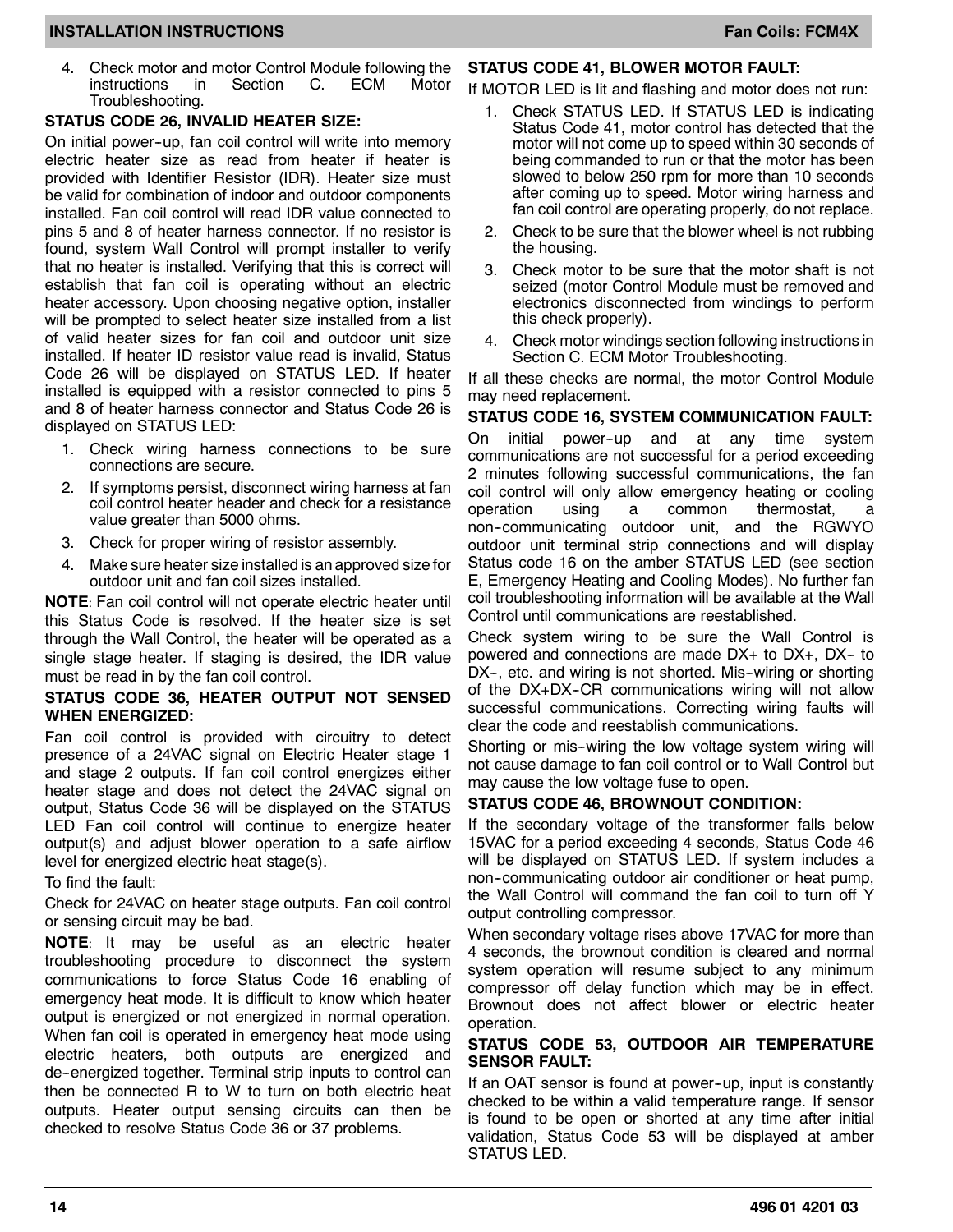4. Check motor and motor Control Module following the instructions in Section C. ECM Motor Troubleshooting.

**STATUS CODE 26, INVALID HEATER SIZE:**

On initial power-up, fan coil control will write into memory electric heater size as read from heater if heater is provided with Identifier Resistor (IDR). Heater size must be valid for combination of indoor and outdoor components installed. Fan coil control will read IDR value connected to pins 5 and 8 of heater harness connector. If no resistor is found, system Wall Control will prompt installer to verify that no heater is installed. Verifying that this is correct will establish that fan coil is operating without an electric heater accessory. Upon choosing negative option, installer will be prompted to select heater size installed from a list of valid heater sizes for fan coil and outdoor unit size installed. If heater ID resistor value read is invalid, Status Code 26 will be displayed on STATUS LED. If heater installed is equipped with a resistor connected to pins 5 and 8 of heater harness connector and Status Code 26 is displayed on STATUS LED:

1. Check wiring harness connections to be sure connections are secure.
2. If symptoms persist, disconnect wiring harness at fan coil control heater header and check for a resistance value greater than 5000 ohms.
3. Check for proper wiring of resistor assembly.
4. Make sure heater size installed is an approved size for outdoor unit and fan coil sizes installed.

**NOTE**: Fan coil control will not operate electric heater until this Status Code is resolved. If the heater size is set through the Wall Control, the heater will be operated as a single stage heater. If staging is desired, the IDR value must be read in by the fan coil control.

**STATUS CODE 36, HEATER OUTPUT NOT SENSED WHEN ENERGIZED:**

Fan coil control is provided with circuitry to detect presence of a 24VAC signal on Electric Heater stage 1 and stage 2 outputs. If fan coil control energizes either heater stage and does not detect the 24VAC signal on output, Status Code 36 will be displayed on the STATUS LED Fan coil control will continue to energize heater output(s) and adjust blower operation to a safe airflow level for energized electric heat stage(s).

To find the fault:

Check for 24VAC on heater stage outputs. Fan coil control or sensing circuit may be bad.

**NOTE**: It may be useful as an electric heater troubleshooting procedure to disconnect the system communications to force Status Code 16 enabling of emergency heat mode. It is difficult to know which heater output is energized or not energized in normal operation. When fan coil is operated in emergency heat mode using electric heaters, both outputs are energized and de-energized together. Terminal strip inputs to control can then be connected R to W to turn on both electric heat outputs. Heater output sensing circuits can then be checked to resolve Status Code 36 or 37 problems.

**STATUS CODE 41, BLOWER MOTOR FAULT:**

If MOTOR LED is lit and flashing and motor does not run:

1. Check STATUS LED. If STATUS LED is indicating Status Code 41, motor control has detected that the motor will not come up to speed within 30 seconds of being commanded to run or that the motor has been slowed to below 250 rpm for more than 10 seconds after coming up to speed. Motor wiring harness and fan coil control are operating properly, do not replace.
2. Check to be sure that the blower wheel is not rubbing the housing.
3. Check motor to be sure that the motor shaft is not seized (motor Control Module must be removed and electronics disconnected from windings to perform this check properly).
4. Check motor windings section following instructions in Section C. ECM Motor Troubleshooting.

If all these checks are normal, the motor Control Module may need replacement.

**STATUS CODE 16, SYSTEM COMMUNICATION FAULT:**

On initial power-up and at any time system communications are not successful for a period exceeding 2 minutes following successful communications, the fan coil control will only allow emergency heating or cooling operation using a common thermostat, a non-communicating outdoor unit, and the RGWYO outdoor unit terminal strip connections and will display Status code 16 on the amber STATUS LED (see section E, Emergency Heating and Cooling Modes). No further fan coil troubleshooting information will be available at the Wall Control until communications are reestablished.

Check system wiring to be sure the Wall Control is powered and connections are made DX+ to DX+, DX- to DX-, etc. and wiring is not shorted. Mis-wiring or shorting of the DX+DX-CR communications wiring will not allow successful communications. Correcting wiring faults will clear the code and reestablish communications.

Shorting or mis-wiring the low voltage system wiring will not cause damage to fan coil control or to Wall Control but may cause the low voltage fuse to open.

**STATUS CODE 46, BROWNOUT CONDITION:**

If the secondary voltage of the transformer falls below 15VAC for a period exceeding 4 seconds, Status Code 46 will be displayed on STATUS LED. If system includes a non-communicating outdoor air conditioner or heat pump, the Wall Control will command the fan coil to turn off Y output controlling compressor.

When secondary voltage rises above 17VAC for more than 4 seconds, the brownout condition is cleared and normal system operation will resume subject to any minimum compressor off delay function which may be in effect. Brownout does not affect blower or electric heater operation.

**STATUS CODE 53, OUTDOOR AIR TEMPERATURE SENSOR FAULT:**

If an OAT sensor is found at power-up, input is constantly checked to be within a valid temperature range. If sensor is found to be open or shorted at any time after initial validation, Status Code 53 will be displayed at amber STATUS LED.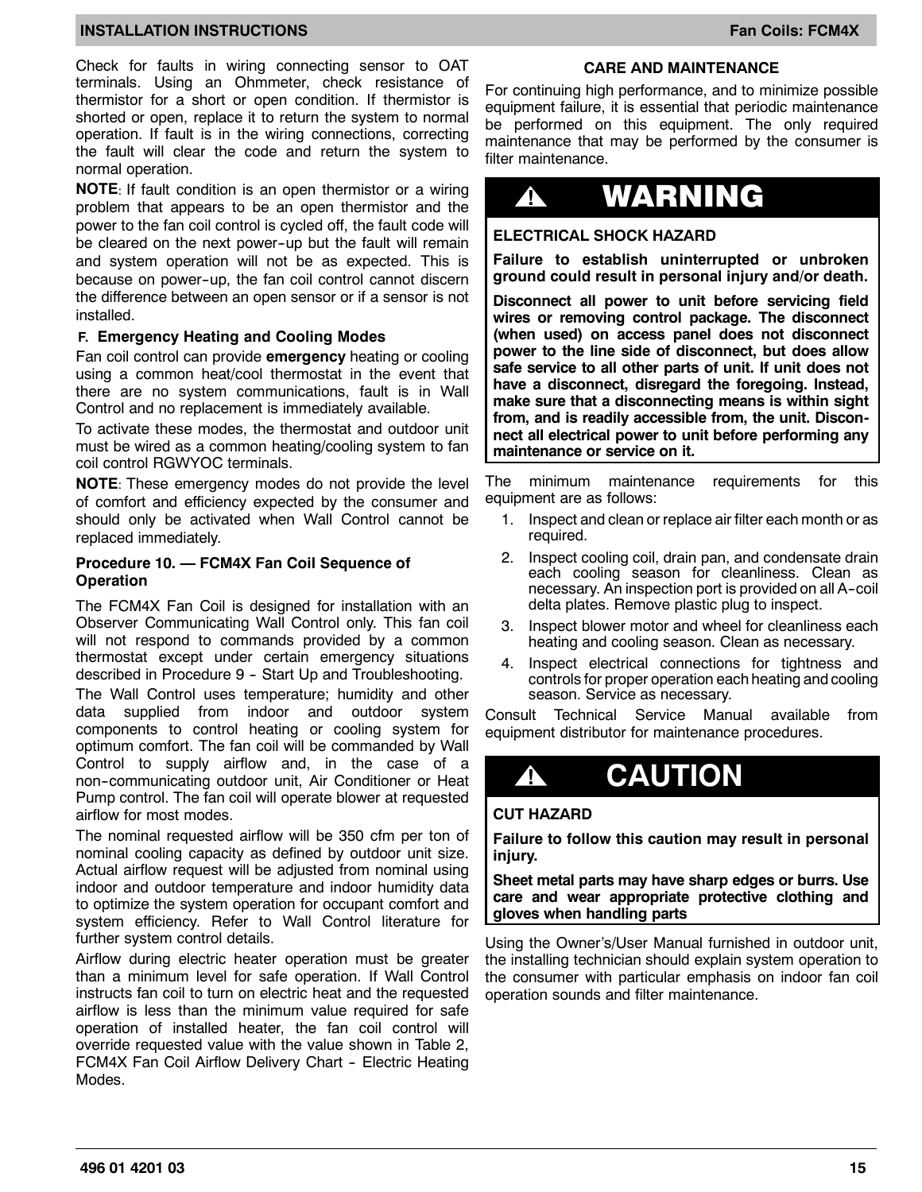Check for faults in wiring connecting sensor to OAT terminals. Using an Ohmmeter, check resistance of thermistor for a short or open condition. If thermistor is shorted or open, replace it to return the system to normal operation. If fault is in the wiring connections, correcting the fault will clear the code and return the system to normal operation.

**NOTE**: If fault condition is an open thermistor or a wiring problem that appears to be an open thermistor and the power to the fan coil control is cycled off, the fault code will be cleared on the next power-up but the fault will remain and system operation will not be as expected. This is because on power-up, the fan coil control cannot discern the difference between an open sensor or if a sensor is not installed.

### F. Emergency Heating and Cooling Modes

Fan coil control can provide **emergency** heating or cooling using a common heat/cool thermostat in the event that there are no system communications, fault is in Wall Control and no replacement is immediately available.

To activate these modes, the thermostat and outdoor unit must be wired as a common heating/cooling system to fan coil control RGWYOC terminals.

**NOTE**: These emergency modes do not provide the level of comfort and efficiency expected by the consumer and should only be activated when Wall Control cannot be replaced immediately.

### Procedure 10. — FCM4X Fan Coil Sequence of Operation

The FCM4X Fan Coil is designed for installation with an Observer Communicating Wall Control only. This fan coil will not respond to commands provided by a common thermostat except under certain emergency situations described in Procedure 9 - Start Up and Troubleshooting.

The Wall Control uses temperature; humidity and other data supplied from indoor and outdoor system components to control heating or cooling system for optimum comfort. The fan coil will be commanded by Wall Control to supply airflow and, in the case of a non-communicating outdoor unit, Air Conditioner or Heat Pump control. The fan coil will operate blower at requested airflow for most modes.

The nominal requested airflow will be 350 cfm per ton of nominal cooling capacity as defined by outdoor unit size. Actual airflow request will be adjusted from nominal using indoor and outdoor temperature and indoor humidity data to optimize the system operation for occupant comfort and system efficiency. Refer to Wall Control literature for further system control details.

Airflow during electric heater operation must be greater than a minimum level for safe operation. If Wall Control instructs fan coil to turn on electric heat and the requested airflow is less than the minimum value required for safe operation of installed heater, the fan coil control will override requested value with the value shown in Table 2, FCM4X Fan Coil Airflow Delivery Chart - Electric Heating Modes.

## CARE AND MAINTENANCE

For continuing high performance, and to minimize possible equipment failure, it is essential that periodic maintenance be performed on this equipment. The only required maintenance that may be performed by the consumer is filter maintenance.

> **⚠ WARNING**
>
> **ELECTRICAL SHOCK HAZARD**
>
> **Failure to establish uninterrupted or unbroken ground could result in personal injury and/or death.**
>
> **Disconnect all power to unit before servicing field wires or removing control package. The disconnect (when used) on access panel does not disconnect power to the line side of disconnect, but does allow safe service to all other parts of unit. If unit does not have a disconnect, disregard the foregoing. Instead, make sure that a disconnecting means is within sight from, and is readily accessible from, the unit. Disconnect all electrical power to unit before performing any maintenance or service on it.**

The minimum maintenance requirements for this equipment are as follows:

1. Inspect and clean or replace air filter each month or as required.
2. Inspect cooling coil, drain pan, and condensate drain each cooling season for cleanliness. Clean as necessary. An inspection port is provided on all A-coil delta plates. Remove plastic plug to inspect.
3. Inspect blower motor and wheel for cleanliness each heating and cooling season. Clean as necessary.
4. Inspect electrical connections for tightness and controls for proper operation each heating and cooling season. Service as necessary.

Consult Technical Service Manual available from equipment distributor for maintenance procedures.

> **⚠ CAUTION**
>
> **CUT HAZARD**
>
> **Failure to follow this caution may result in personal injury.**
>
> **Sheet metal parts may have sharp edges or burrs. Use care and wear appropriate protective clothing and gloves when handling parts**

Using the Owner's/User Manual furnished in outdoor unit, the installing technician should explain system operation to the consumer with particular emphasis on indoor fan coil operation sounds and filter maintenance.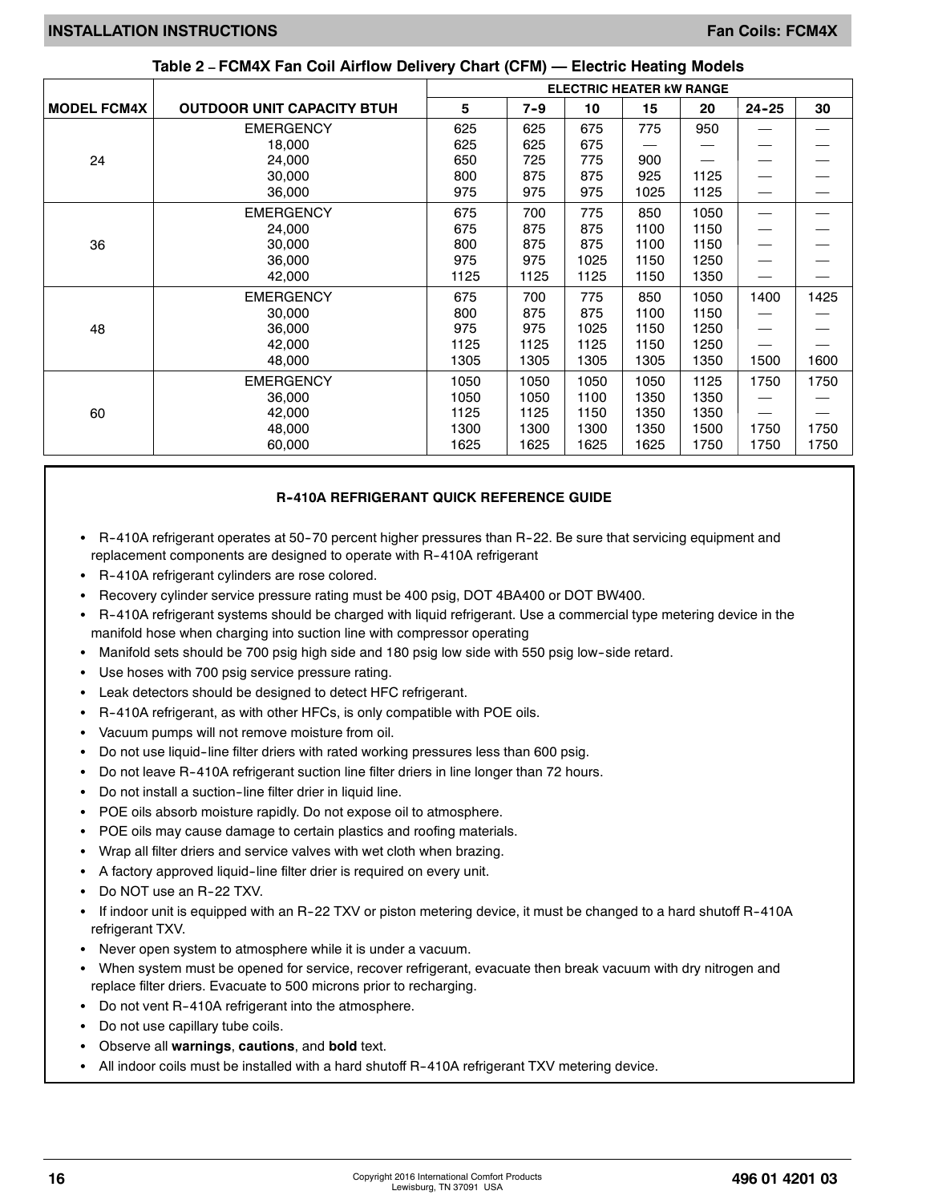## Table 2 – FCM4X Fan Coil Airflow Delivery Chart (CFM) — Electric Heating Models

| MODEL FCM4X | OUTDOOR UNIT CAPACITY BTUH | ELECTRIC HEATER kW RANGE | | | | | | |
|---|---|---|---|---|---|---|---|---|
| | | 5 | 7-9 | 10 | 15 | 20 | 24-25 | 30 |
| 24 | EMERGENCY | 625 | 625 | 675 | 775 | 950 | — | — |
| | 18,000 | 625 | 625 | 675 | — | — | — | — |
| | 24,000 | 650 | 725 | 775 | 900 | — | — | — |
| | 30,000 | 800 | 875 | 875 | 925 | 1125 | — | — |
| | 36,000 | 975 | 975 | 975 | 1025 | 1125 | — | — |
| 36 | EMERGENCY | 675 | 700 | 775 | 850 | 1050 | — | — |
| | 24,000 | 675 | 875 | 875 | 1100 | 1150 | — | — |
| | 30,000 | 800 | 875 | 875 | 1100 | 1150 | — | — |
| | 36,000 | 975 | 975 | 1025 | 1150 | 1250 | — | — |
| | 42,000 | 1125 | 1125 | 1125 | 1150 | 1350 | — | — |
| 48 | EMERGENCY | 675 | 700 | 775 | 850 | 1050 | 1400 | 1425 |
| | 30,000 | 800 | 875 | 875 | 1100 | 1150 | — | — |
| | 36,000 | 975 | 975 | 1025 | 1150 | 1250 | — | — |
| | 42,000 | 1125 | 1125 | 1125 | 1150 | 1250 | — | — |
| | 48,000 | 1305 | 1305 | 1305 | 1305 | 1350 | 1500 | 1600 |
| 60 | EMERGENCY | 1050 | 1050 | 1050 | 1050 | 1125 | 1750 | 1750 |
| | 36,000 | 1050 | 1050 | 1100 | 1350 | 1350 | — | — |
| | 42,000 | 1125 | 1125 | 1150 | 1350 | 1350 | — | — |
| | 48,000 | 1300 | 1300 | 1300 | 1350 | 1500 | 1750 | 1750 |
| | 60,000 | 1625 | 1625 | 1625 | 1625 | 1750 | 1750 | 1750 |

### R-410A REFRIGERANT QUICK REFERENCE GUIDE

- R-410A refrigerant operates at 50-70 percent higher pressures than R-22. Be sure that servicing equipment and replacement components are designed to operate with R-410A refrigerant
- R-410A refrigerant cylinders are rose colored.
- Recovery cylinder service pressure rating must be 400 psig, DOT 4BA400 or DOT BW400.
- R-410A refrigerant systems should be charged with liquid refrigerant. Use a commercial type metering device in the manifold hose when charging into suction line with compressor operating
- Manifold sets should be 700 psig high side and 180 psig low side with 550 psig low-side retard.
- Use hoses with 700 psig service pressure rating.
- Leak detectors should be designed to detect HFC refrigerant.
- R-410A refrigerant, as with other HFCs, is only compatible with POE oils.
- Vacuum pumps will not remove moisture from oil.
- Do not use liquid-line filter driers with rated working pressures less than 600 psig.
- Do not leave R-410A refrigerant suction line filter driers in line longer than 72 hours.
- Do not install a suction-line filter drier in liquid line.
- POE oils absorb moisture rapidly. Do not expose oil to atmosphere.
- POE oils may cause damage to certain plastics and roofing materials.
- Wrap all filter driers and service valves with wet cloth when brazing.
- A factory approved liquid-line filter drier is required on every unit.
- Do NOT use an R-22 TXV.
- If indoor unit is equipped with an R-22 TXV or piston metering device, it must be changed to a hard shutoff R-410A refrigerant TXV.
- Never open system to atmosphere while it is under a vacuum.
- When system must be opened for service, recover refrigerant, evacuate then break vacuum with dry nitrogen and replace filter driers. Evacuate to 500 microns prior to recharging.
- Do not vent R-410A refrigerant into the atmosphere.
- Do not use capillary tube coils.
- Observe all **warnings**, **cautions**, and **bold** text.
- All indoor coils must be installed with a hard shutoff R-410A refrigerant TXV metering device.

Copyright 2016 International Comfort Products
Lewisburg, TN 37091 USA

496 01 4201 03